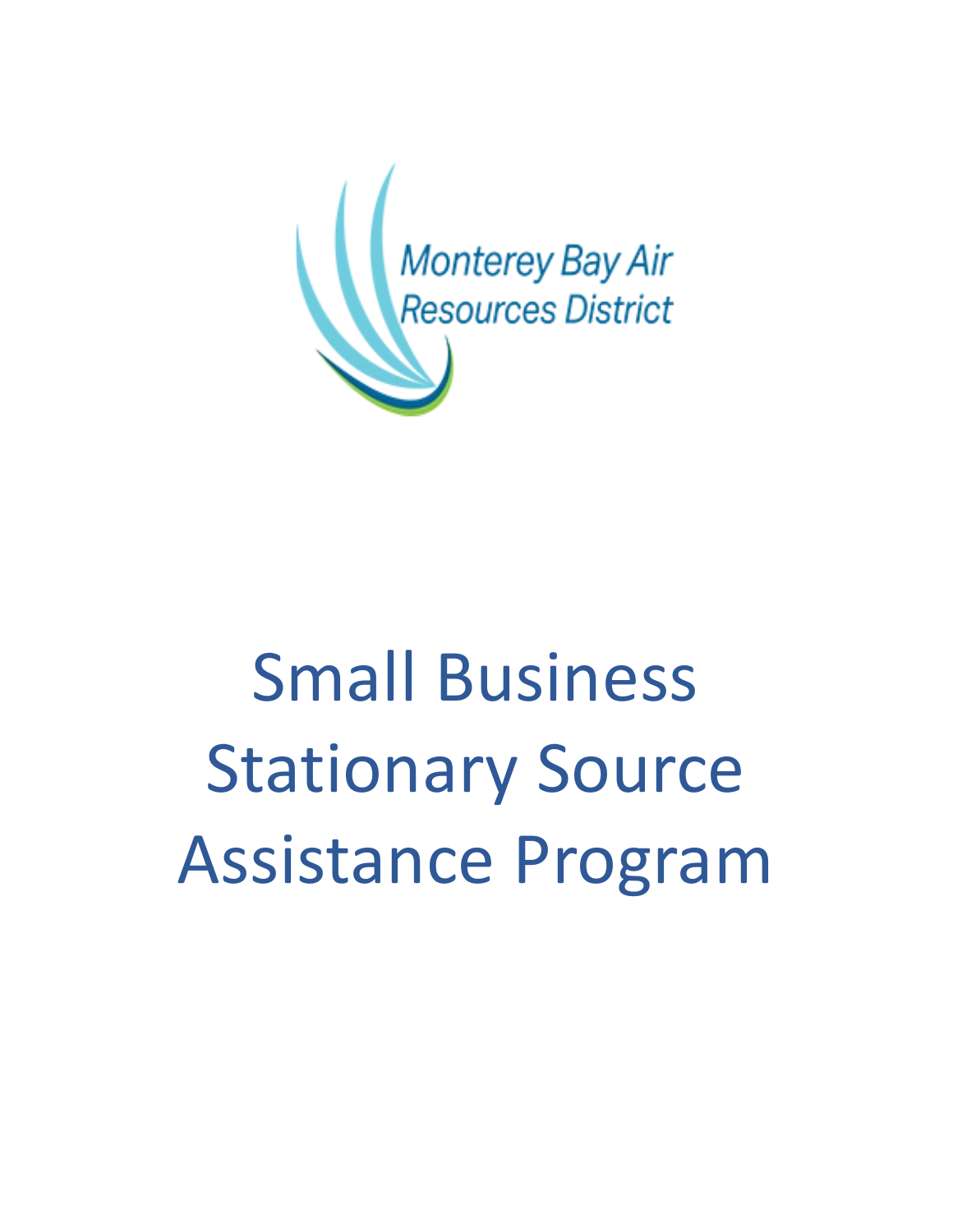Monterey Bay Air Resources District

# Small Business Stationary Source Assistance Program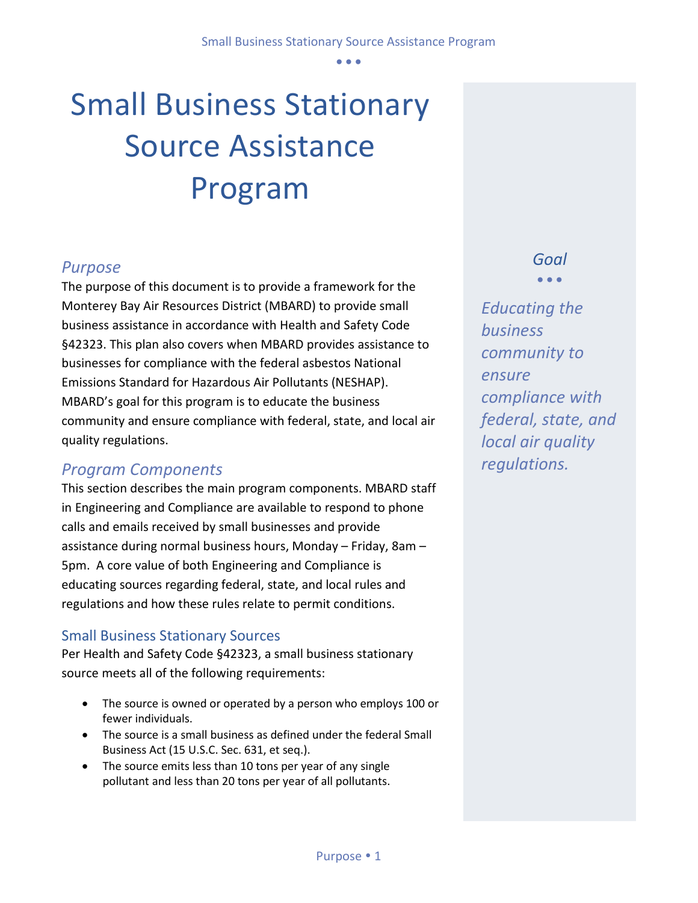# Small Business Stationary Source Assistance Program

## *Purpose*

The purpose of this document is to provide a framework for the Monterey Bay Air Resources District (MBARD) to provide small business assistance in accordance with Health and Safety Code §42323. This plan also covers when MBARD provides assistance to businesses for compliance with the federal asbestos National Emissions Standard for Hazardous Air Pollutants (NESHAP). MBARD's goal for this program is to educate the business community and ensure compliance with federal, state, and local air quality regulations.

*Goal*

*Educating the business community to ensure compliance with federal, state, and local air quality regulations.*

## *Program Components*

This section describes the main program components. MBARD staff in Engineering and Compliance are available to respond to phone calls and emails received by small businesses and provide assistance during normal business hours, Monday – Friday, 8am – 5pm. A core value of both Engineering and Compliance is educating sources regarding federal, state, and local rules and regulations and how these rules relate to permit conditions.

### Small Business Stationary Sources

Per Health and Safety Code §42323, a small business stationary source meets all of the following requirements:

- The source is owned or operated by a person who employs 100 or fewer individuals.
- The source is a small business as defined under the federal Small Business Act (15 U.S.C. Sec. 631, et seq.).
- The source emits less than 10 tons per year of any single pollutant and less than 20 tons per year of all pollutants.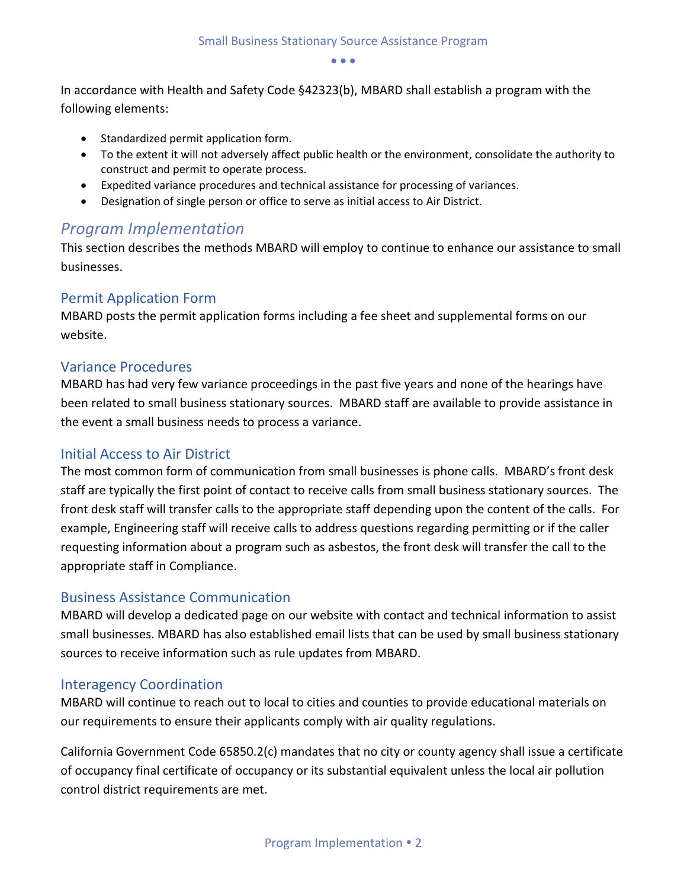In accordance with Health and Safety Code §42323(b), MBARD shall establish a program with the following elements:

- Standardized permit application form.
- To the extent it will not adversely affect public health or the environment, consolidate the authority to construct and permit to operate process.
- Expedited variance procedures and technical assistance for processing of variances.
- Designation of single person or office to serve as initial access to Air District.

## *Program Implementation*

This section describes the methods MBARD will employ to continue to enhance our assistance to small businesses.

### Permit Application Form

MBARD posts the permit application forms including a fee sheet and supplemental forms on our website.

### Variance Procedures

MBARD has had very few variance proceedings in the past five years and none of the hearings have been related to small business stationary sources. MBARD staff are available to provide assistance in the event a small business needs to process a variance.

### Initial Access to Air District

The most common form of communication from small businesses is phone calls. MBARD's front desk staff are typically the first point of contact to receive calls from small business stationary sources. The front desk staff will transfer calls to the appropriate staff depending upon the content of the calls. For example, Engineering staff will receive calls to address questions regarding permitting or if the caller requesting information about a program such as asbestos, the front desk will transfer the call to the appropriate staff in Compliance.

### Business Assistance Communication

MBARD will develop a dedicated page on our website with contact and technical information to assist small businesses. MBARD has also established email lists that can be used by small business stationary sources to receive information such as rule updates from MBARD.

### Interagency Coordination

MBARD will continue to reach out to local to cities and counties to provide educational materials on our requirements to ensure their applicants comply with air quality regulations.

California Government Code 65850.2(c) mandates that no city or county agency shall issue a certificate of occupancy final certificate of occupancy or its substantial equivalent unless the local air pollution control district requirements are met.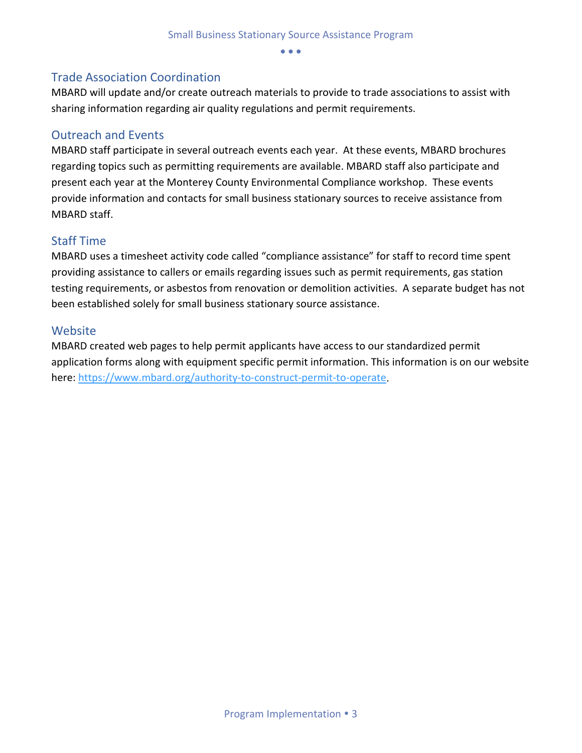## Trade Association Coordination

MBARD will update and/or create outreach materials to provide to trade associations to assist with sharing information regarding air quality regulations and permit requirements.

## Outreach and Events

MBARD staff participate in several outreach events each year. At these events, MBARD brochures regarding topics such as permitting requirements are available. MBARD staff also participate and present each year at the Monterey County Environmental Compliance workshop. These events provide information and contacts for small business stationary sources to receive assistance from MBARD staff.

## Staff Time

MBARD uses a timesheet activity code called "compliance assistance" for staff to record time spent providing assistance to callers or emails regarding issues such as permit requirements, gas station testing requirements, or asbestos from renovation or demolition activities. A separate budget has not been established solely for small business stationary source assistance.

## Website

MBARD created web pages to help permit applicants have access to our standardized permit application forms along with equipment specific permit information. This information is on our website here: [https://www.mbard.org/authority-to-construct-permit-to-operate](https://www.mbard.org/authority-to-construct-permit-to-operate).